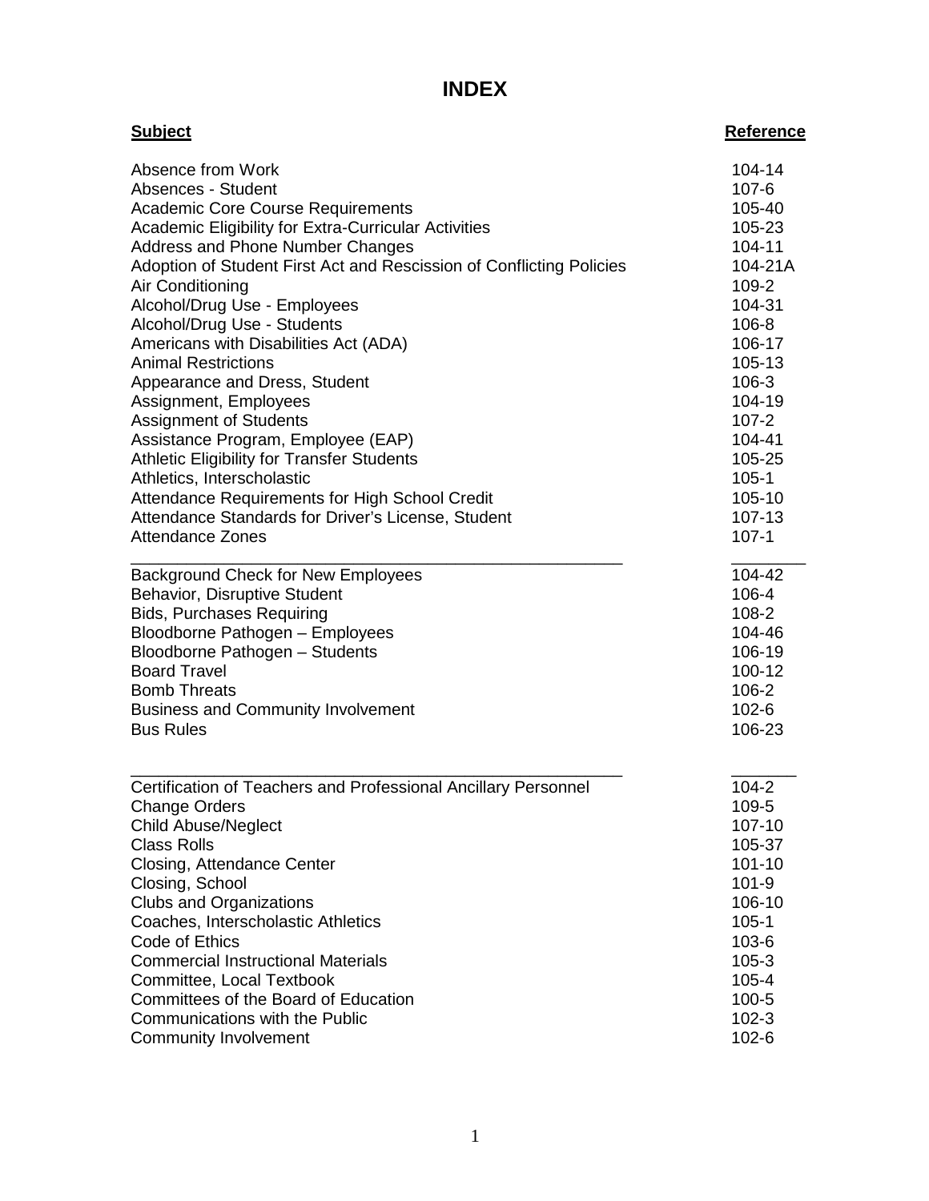# INDEX

| Subject | Reference |
| --- | --- |
| Absence from Work | 104-14 |
| Absences - Student | 107-6 |
| Academic Core Course Requirements | 105-40 |
| Academic Eligibility for Extra-Curricular Activities | 105-23 |
| Address and Phone Number Changes | 104-11 |
| Adoption of Student First Act and Rescission of Conflicting Policies | 104-21A |
| Air Conditioning | 109-2 |
| Alcohol/Drug Use - Employees | 104-31 |
| Alcohol/Drug Use - Students | 106-8 |
| Americans with Disabilities Act (ADA) | 106-17 |
| Animal Restrictions | 105-13 |
| Appearance and Dress, Student | 106-3 |
| Assignment, Employees | 104-19 |
| Assignment of Students | 107-2 |
| Assistance Program, Employee (EAP) | 104-41 |
| Athletic Eligibility for Transfer Students | 105-25 |
| Athletics, Interscholastic | 105-1 |
| Attendance Requirements for High School Credit | 105-10 |
| Attendance Standards for Driver's License, Student | 107-13 |
| Attendance Zones | 107-1 |
| Background Check for New Employees | 104-42 |
| Behavior, Disruptive Student | 106-4 |
| Bids, Purchases Requiring | 108-2 |
| Bloodborne Pathogen – Employees | 104-46 |
| Bloodborne Pathogen – Students | 106-19 |
| Board Travel | 100-12 |
| Bomb Threats | 106-2 |
| Business and Community Involvement | 102-6 |
| Bus Rules | 106-23 |
| Certification of Teachers and Professional Ancillary Personnel | 104-2 |
| Change Orders | 109-5 |
| Child Abuse/Neglect | 107-10 |
| Class Rolls | 105-37 |
| Closing, Attendance Center | 101-10 |
| Closing, School | 101-9 |
| Clubs and Organizations | 106-10 |
| Coaches, Interscholastic Athletics | 105-1 |
| Code of Ethics | 103-6 |
| Commercial Instructional Materials | 105-3 |
| Committee, Local Textbook | 105-4 |
| Committees of the Board of Education | 100-5 |
| Communications with the Public | 102-3 |
| Community Involvement | 102-6 |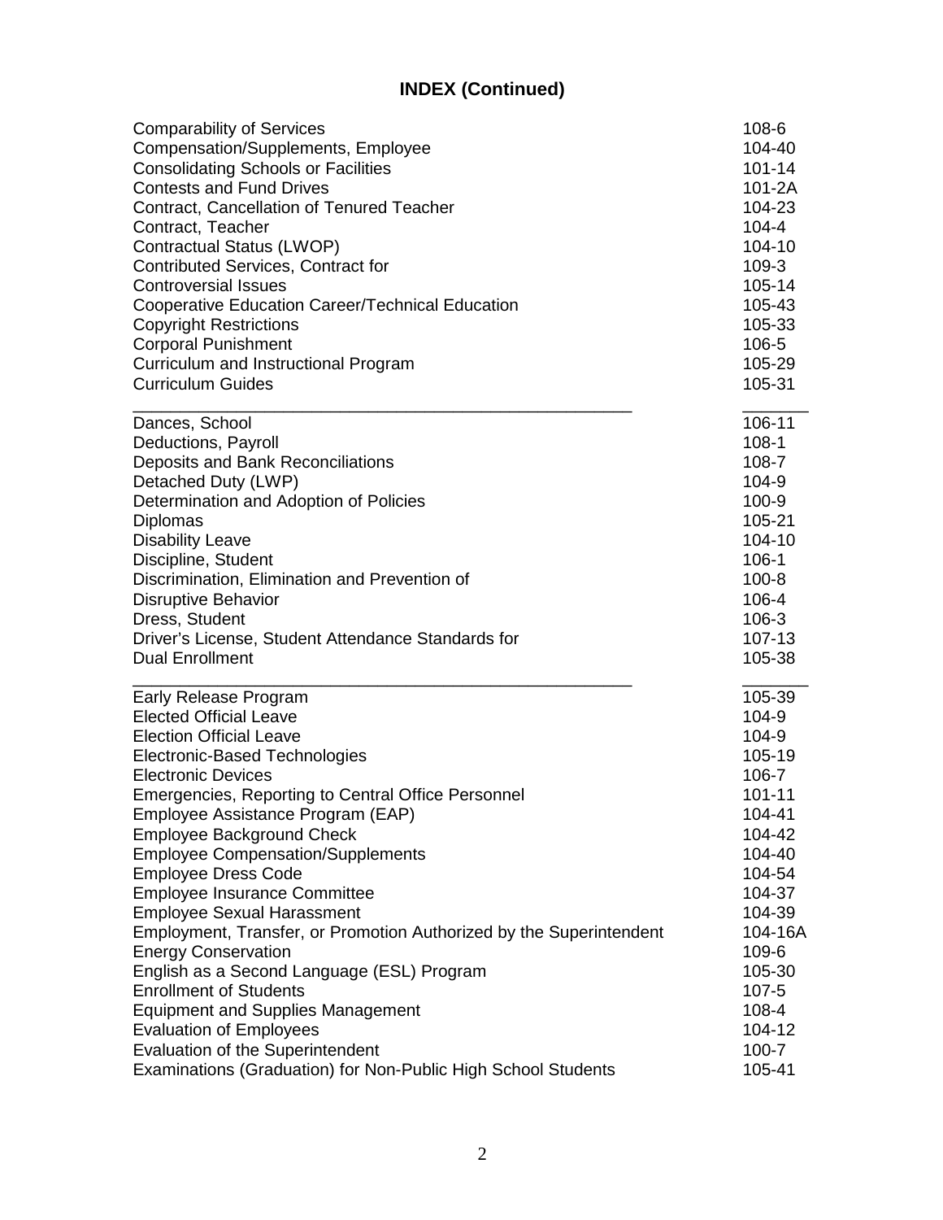# INDEX (Continued)

| | |
|---|---|
| Comparability of Services | 108-6 |
| Compensation/Supplements, Employee | 104-40 |
| Consolidating Schools or Facilities | 101-14 |
| Contests and Fund Drives | 101-2A |
| Contract, Cancellation of Tenured Teacher | 104-23 |
| Contract, Teacher | 104-4 |
| Contractual Status (LWOP) | 104-10 |
| Contributed Services, Contract for | 109-3 |
| Controversial Issues | 105-14 |
| Cooperative Education Career/Technical Education | 105-43 |
| Copyright Restrictions | 105-33 |
| Corporal Punishment | 106-5 |
| Curriculum and Instructional Program | 105-29 |
| Curriculum Guides | 105-31 |
| Dances, School | 106-11 |
| Deductions, Payroll | 108-1 |
| Deposits and Bank Reconciliations | 108-7 |
| Detached Duty (LWP) | 104-9 |
| Determination and Adoption of Policies | 100-9 |
| Diplomas | 105-21 |
| Disability Leave | 104-10 |
| Discipline, Student | 106-1 |
| Discrimination, Elimination and Prevention of | 100-8 |
| Disruptive Behavior | 106-4 |
| Dress, Student | 106-3 |
| Driver's License, Student Attendance Standards for | 107-13 |
| Dual Enrollment | 105-38 |
| Early Release Program | 105-39 |
| Elected Official Leave | 104-9 |
| Election Official Leave | 104-9 |
| Electronic-Based Technologies | 105-19 |
| Electronic Devices | 106-7 |
| Emergencies, Reporting to Central Office Personnel | 101-11 |
| Employee Assistance Program (EAP) | 104-41 |
| Employee Background Check | 104-42 |
| Employee Compensation/Supplements | 104-40 |
| Employee Dress Code | 104-54 |
| Employee Insurance Committee | 104-37 |
| Employee Sexual Harassment | 104-39 |
| Employment, Transfer, or Promotion Authorized by the Superintendent | 104-16A |
| Energy Conservation | 109-6 |
| English as a Second Language (ESL) Program | 105-30 |
| Enrollment of Students | 107-5 |
| Equipment and Supplies Management | 108-4 |
| Evaluation of Employees | 104-12 |
| Evaluation of the Superintendent | 100-7 |
| Examinations (Graduation) for Non-Public High School Students | 105-41 |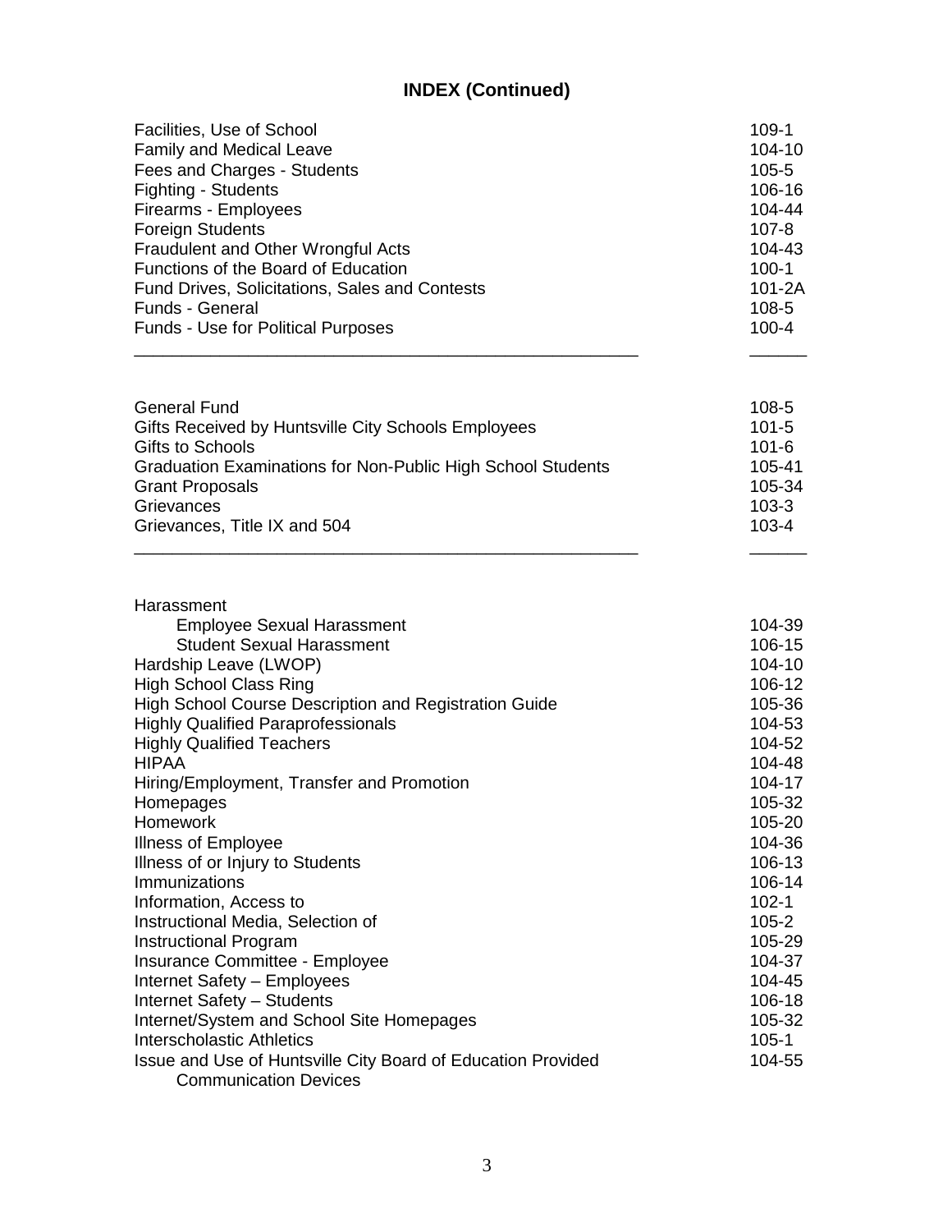# INDEX (Continued)

| | |
|---|---|
| Facilities, Use of School | 109-1 |
| Family and Medical Leave | 104-10 |
| Fees and Charges - Students | 105-5 |
| Fighting - Students | 106-16 |
| Firearms - Employees | 104-44 |
| Foreign Students | 107-8 |
| Fraudulent and Other Wrongful Acts | 104-43 |
| Functions of the Board of Education | 100-1 |
| Fund Drives, Solicitations, Sales and Contests | 101-2A |
| Funds - General | 108-5 |
| Funds - Use for Political Purposes | 100-4 |

| | |
|---|---|
| General Fund | 108-5 |
| Gifts Received by Huntsville City Schools Employees | 101-5 |
| Gifts to Schools | 101-6 |
| Graduation Examinations for Non-Public High School Students | 105-41 |
| Grant Proposals | 105-34 |
| Grievances | 103-3 |
| Grievances, Title IX and 504 | 103-4 |

| | |
|---|---|
| Harassment | |
| Employee Sexual Harassment | 104-39 |
| Student Sexual Harassment | 106-15 |
| Hardship Leave (LWOP) | 104-10 |
| High School Class Ring | 106-12 |
| High School Course Description and Registration Guide | 105-36 |
| Highly Qualified Paraprofessionals | 104-53 |
| Highly Qualified Teachers | 104-52 |
| HIPAA | 104-48 |
| Hiring/Employment, Transfer and Promotion | 104-17 |
| Homepages | 105-32 |
| Homework | 105-20 |
| Illness of Employee | 104-36 |
| Illness of or Injury to Students | 106-13 |
| Immunizations | 106-14 |
| Information, Access to | 102-1 |
| Instructional Media, Selection of | 105-2 |
| Instructional Program | 105-29 |
| Insurance Committee - Employee | 104-37 |
| Internet Safety – Employees | 104-45 |
| Internet Safety – Students | 106-18 |
| Internet/System and School Site Homepages | 105-32 |
| Interscholastic Athletics | 105-1 |
| Issue and Use of Huntsville City Board of Education Provided Communication Devices | 104-55 |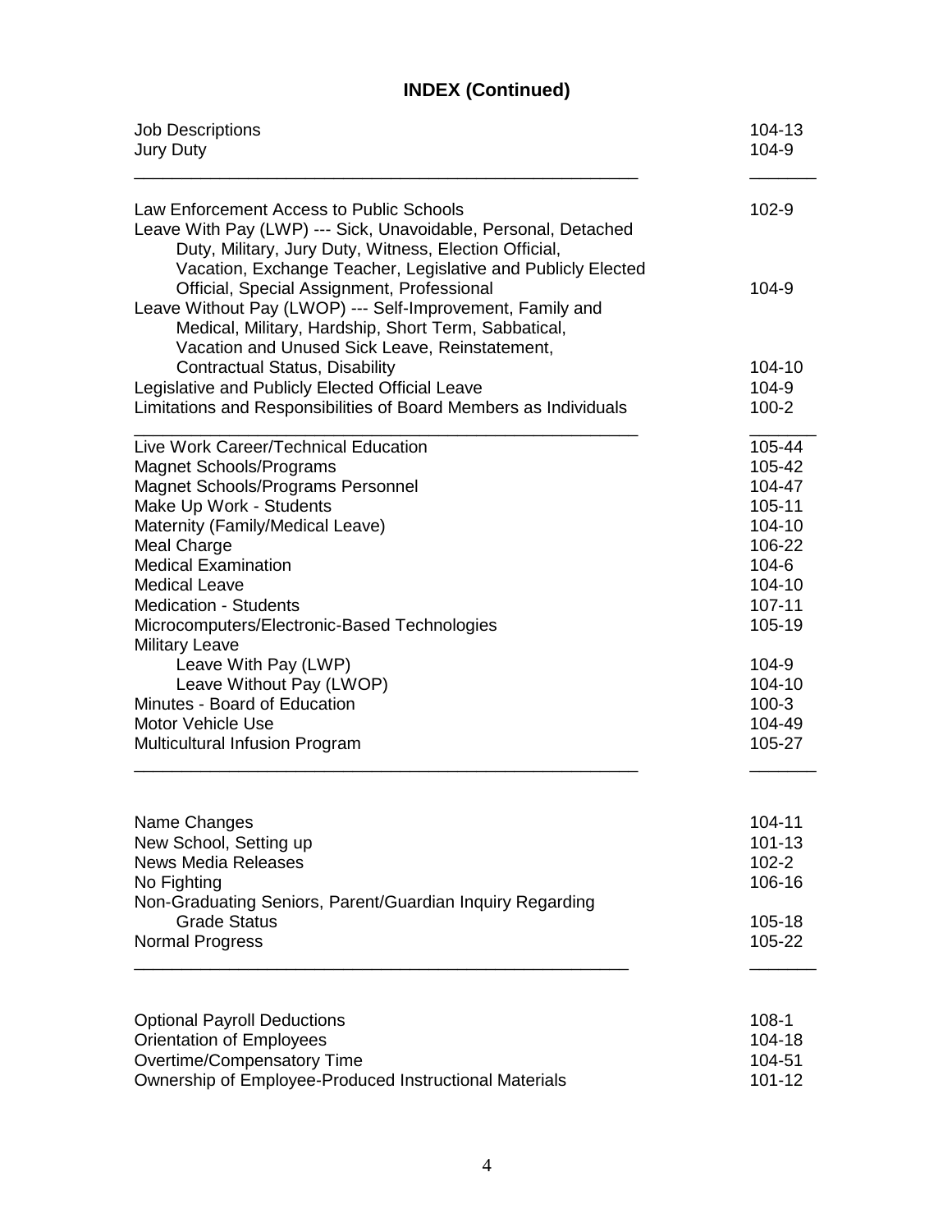# INDEX (Continued)

| | |
|---|---|
| Job Descriptions | 104-13 |
| Jury Duty | 104-9 |
| | |
| Law Enforcement Access to Public Schools | 102-9 |
| Leave With Pay (LWP) --- Sick, Unavoidable, Personal, Detached Duty, Military, Jury Duty, Witness, Election Official, Vacation, Exchange Teacher, Legislative and Publicly Elected Official, Special Assignment, Professional | 104-9 |
| Leave Without Pay (LWOP) --- Self-Improvement, Family and Medical, Military, Hardship, Short Term, Sabbatical, Vacation and Unused Sick Leave, Reinstatement, Contractual Status, Disability | 104-10 |
| Legislative and Publicly Elected Official Leave | 104-9 |
| Limitations and Responsibilities of Board Members as Individuals | 100-2 |
| | |
| Live Work Career/Technical Education | 105-44 |
| Magnet Schools/Programs | 105-42 |
| Magnet Schools/Programs Personnel | 104-47 |
| Make Up Work - Students | 105-11 |
| Maternity (Family/Medical Leave) | 104-10 |
| Meal Charge | 106-22 |
| Medical Examination | 104-6 |
| Medical Leave | 104-10 |
| Medication - Students | 107-11 |
| Microcomputers/Electronic-Based Technologies | 105-19 |
| Military Leave | |
| Leave With Pay (LWP) | 104-9 |
| Leave Without Pay (LWOP) | 104-10 |
| Minutes - Board of Education | 100-3 |
| Motor Vehicle Use | 104-49 |
| Multicultural Infusion Program | 105-27 |
| | |
| Name Changes | 104-11 |
| New School, Setting up | 101-13 |
| News Media Releases | 102-2 |
| No Fighting | 106-16 |
| Non-Graduating Seniors, Parent/Guardian Inquiry Regarding Grade Status | 105-18 |
| Normal Progress | 105-22 |
| | |
| Optional Payroll Deductions | 108-1 |
| Orientation of Employees | 104-18 |
| Overtime/Compensatory Time | 104-51 |
| Ownership of Employee-Produced Instructional Materials | 101-12 |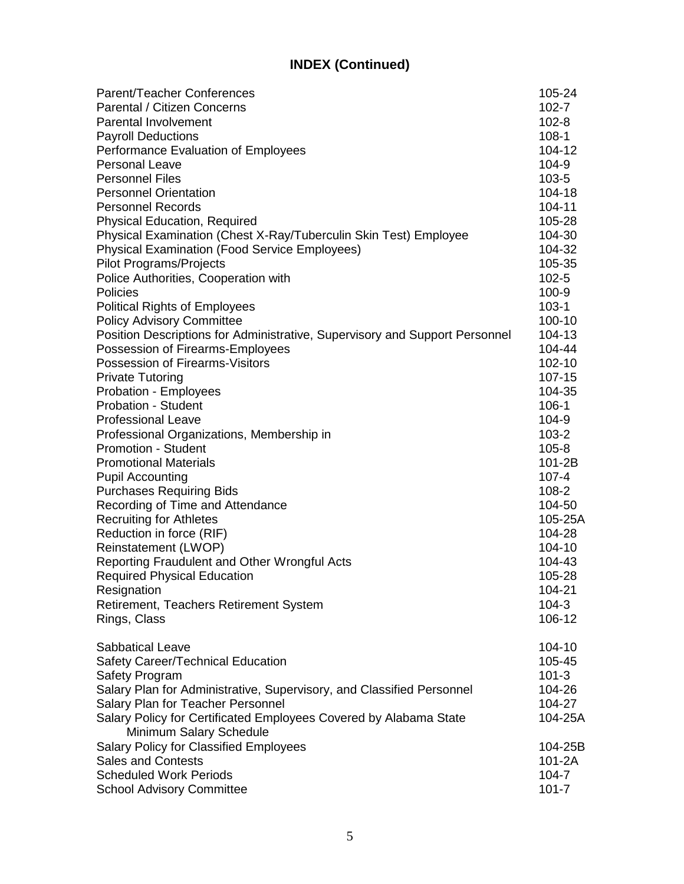# INDEX (Continued)

| | |
|---|---|
| Parent/Teacher Conferences | 105-24 |
| Parental / Citizen Concerns | 102-7 |
| Parental Involvement | 102-8 |
| Payroll Deductions | 108-1 |
| Performance Evaluation of Employees | 104-12 |
| Personal Leave | 104-9 |
| Personnel Files | 103-5 |
| Personnel Orientation | 104-18 |
| Personnel Records | 104-11 |
| Physical Education, Required | 105-28 |
| Physical Examination (Chest X-Ray/Tuberculin Skin Test) Employee | 104-30 |
| Physical Examination (Food Service Employees) | 104-32 |
| Pilot Programs/Projects | 105-35 |
| Police Authorities, Cooperation with | 102-5 |
| Policies | 100-9 |
| Political Rights of Employees | 103-1 |
| Policy Advisory Committee | 100-10 |
| Position Descriptions for Administrative, Supervisory and Support Personnel | 104-13 |
| Possession of Firearms-Employees | 104-44 |
| Possession of Firearms-Visitors | 102-10 |
| Private Tutoring | 107-15 |
| Probation - Employees | 104-35 |
| Probation - Student | 106-1 |
| Professional Leave | 104-9 |
| Professional Organizations, Membership in | 103-2 |
| Promotion - Student | 105-8 |
| Promotional Materials | 101-2B |
| Pupil Accounting | 107-4 |
| Purchases Requiring Bids | 108-2 |
| Recording of Time and Attendance | 104-50 |
| Recruiting for Athletes | 105-25A |
| Reduction in force (RIF) | 104-28 |
| Reinstatement (LWOP) | 104-10 |
| Reporting Fraudulent and Other Wrongful Acts | 104-43 |
| Required Physical Education | 105-28 |
| Resignation | 104-21 |
| Retirement, Teachers Retirement System | 104-3 |
| Rings, Class | 106-12 |
| | |
| Sabbatical Leave | 104-10 |
| Safety Career/Technical Education | 105-45 |
| Safety Program | 101-3 |
| Salary Plan for Administrative, Supervisory, and Classified Personnel | 104-26 |
| Salary Plan for Teacher Personnel | 104-27 |
| Salary Policy for Certificated Employees Covered by Alabama State Minimum Salary Schedule | 104-25A |
| Salary Policy for Classified Employees | 104-25B |
| Sales and Contests | 101-2A |
| Scheduled Work Periods | 104-7 |
| School Advisory Committee | 101-7 |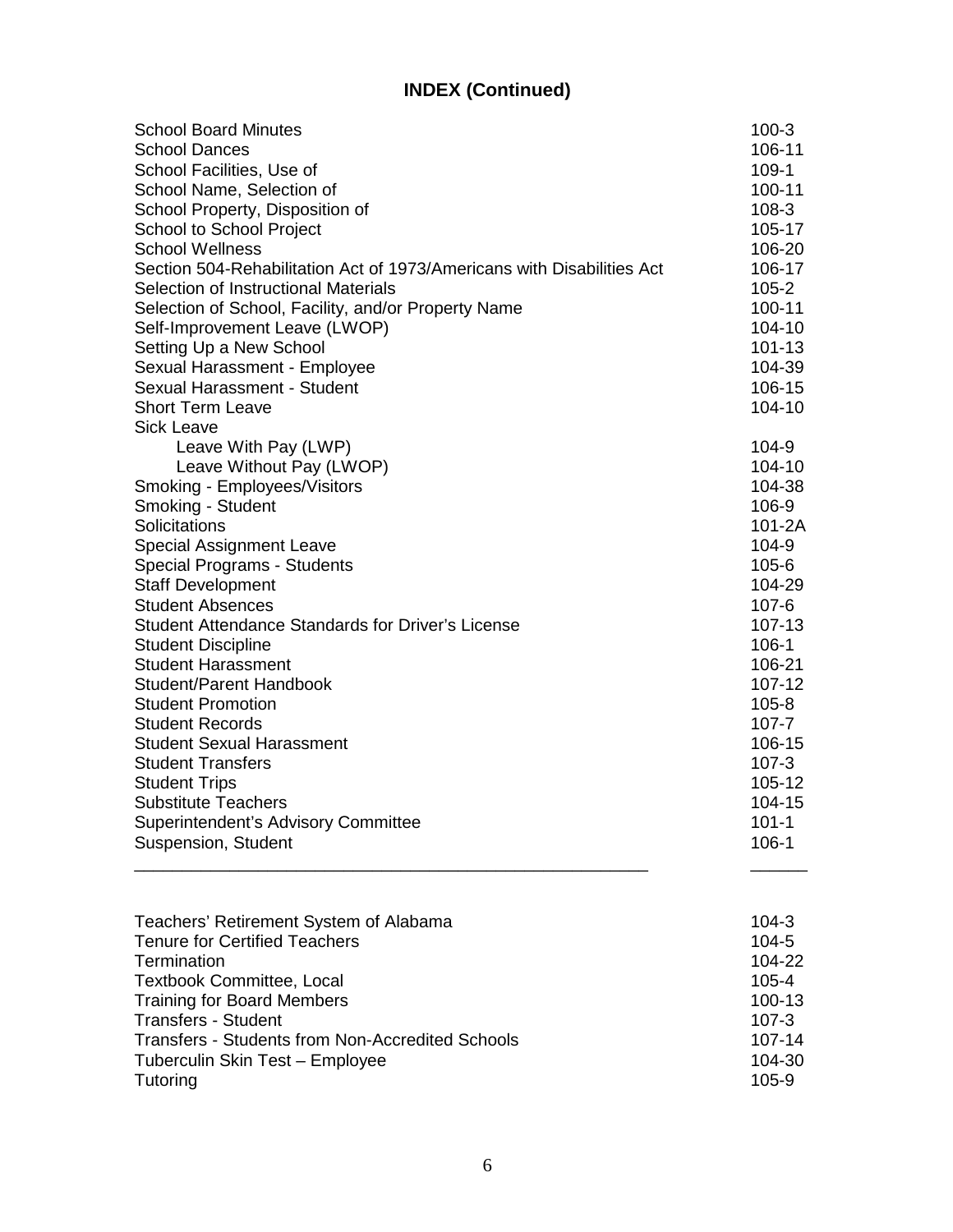# INDEX (Continued)

| | |
|---|---|
| School Board Minutes | 100-3 |
| School Dances | 106-11 |
| School Facilities, Use of | 109-1 |
| School Name, Selection of | 100-11 |
| School Property, Disposition of | 108-3 |
| School to School Project | 105-17 |
| School Wellness | 106-20 |
| Section 504-Rehabilitation Act of 1973/Americans with Disabilities Act | 106-17 |
| Selection of Instructional Materials | 105-2 |
| Selection of School, Facility, and/or Property Name | 100-11 |
| Self-Improvement Leave (LWOP) | 104-10 |
| Setting Up a New School | 101-13 |
| Sexual Harassment - Employee | 104-39 |
| Sexual Harassment - Student | 106-15 |
| Short Term Leave | 104-10 |
| Sick Leave | |
| Leave With Pay (LWP) | 104-9 |
| Leave Without Pay (LWOP) | 104-10 |
| Smoking - Employees/Visitors | 104-38 |
| Smoking - Student | 106-9 |
| Solicitations | 101-2A |
| Special Assignment Leave | 104-9 |
| Special Programs - Students | 105-6 |
| Staff Development | 104-29 |
| Student Absences | 107-6 |
| Student Attendance Standards for Driver's License | 107-13 |
| Student Discipline | 106-1 |
| Student Harassment | 106-21 |
| Student/Parent Handbook | 107-12 |
| Student Promotion | 105-8 |
| Student Records | 107-7 |
| Student Sexual Harassment | 106-15 |
| Student Transfers | 107-3 |
| Student Trips | 105-12 |
| Substitute Teachers | 104-15 |
| Superintendent's Advisory Committee | 101-1 |
| Suspension, Student | 106-1 |

---

| | |
|---|---|
| Teachers' Retirement System of Alabama | 104-3 |
| Tenure for Certified Teachers | 104-5 |
| Termination | 104-22 |
| Textbook Committee, Local | 105-4 |
| Training for Board Members | 100-13 |
| Transfers - Student | 107-3 |
| Transfers - Students from Non-Accredited Schools | 107-14 |
| Tuberculin Skin Test – Employee | 104-30 |
| Tutoring | 105-9 |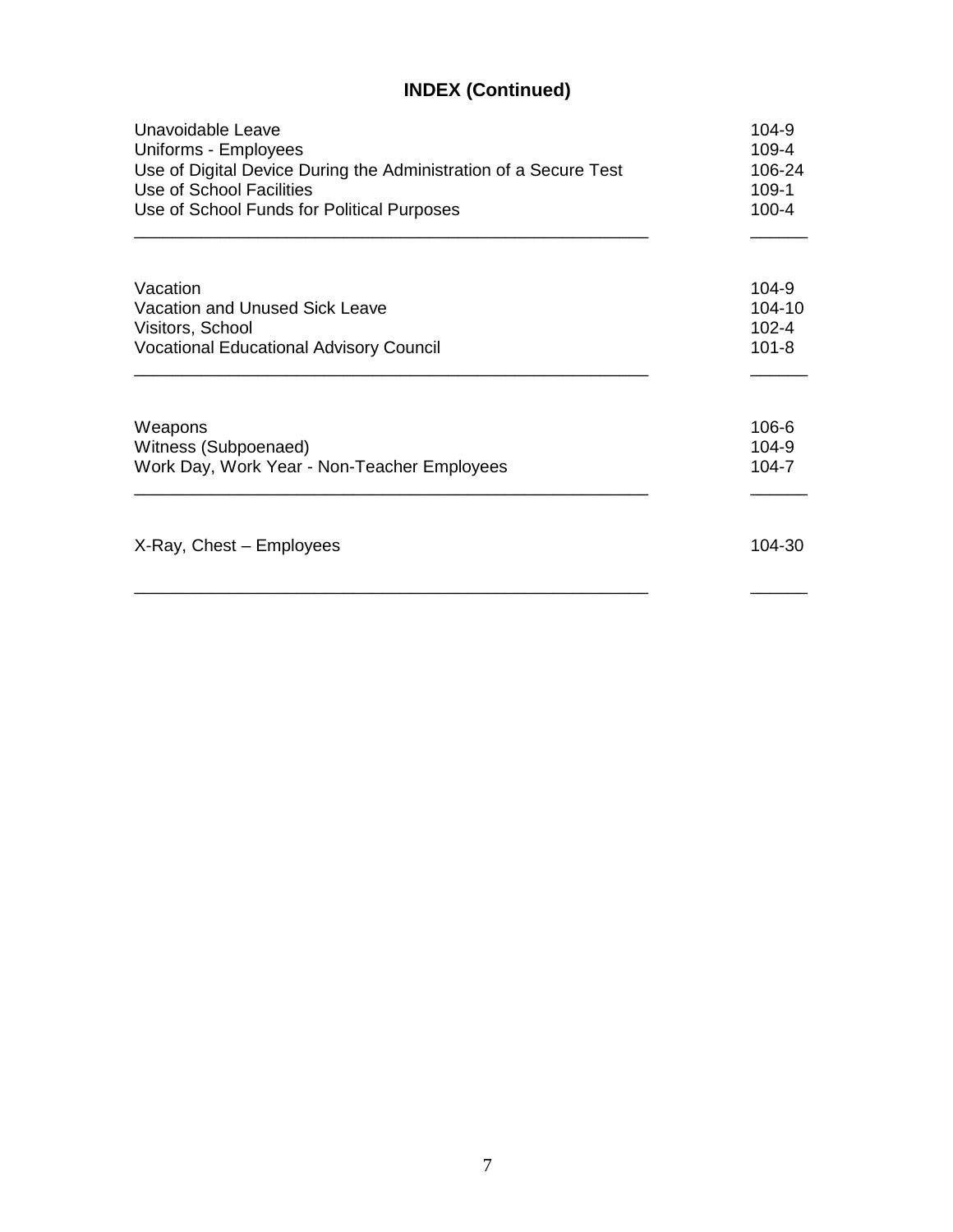## INDEX (Continued)

| | |
|---|---|
| Unavoidable Leave | 104-9 |
| Uniforms - Employees | 109-4 |
| Use of Digital Device During the Administration of a Secure Test | 106-24 |
| Use of School Facilities | 109-1 |
| Use of School Funds for Political Purposes | 100-4 |
| Vacation | 104-9 |
| Vacation and Unused Sick Leave | 104-10 |
| Visitors, School | 102-4 |
| Vocational Educational Advisory Council | 101-8 |
| Weapons | 106-6 |
| Witness (Subpoenaed) | 104-9 |
| Work Day, Work Year - Non-Teacher Employees | 104-7 |
| X-Ray, Chest – Employees | 104-30 |